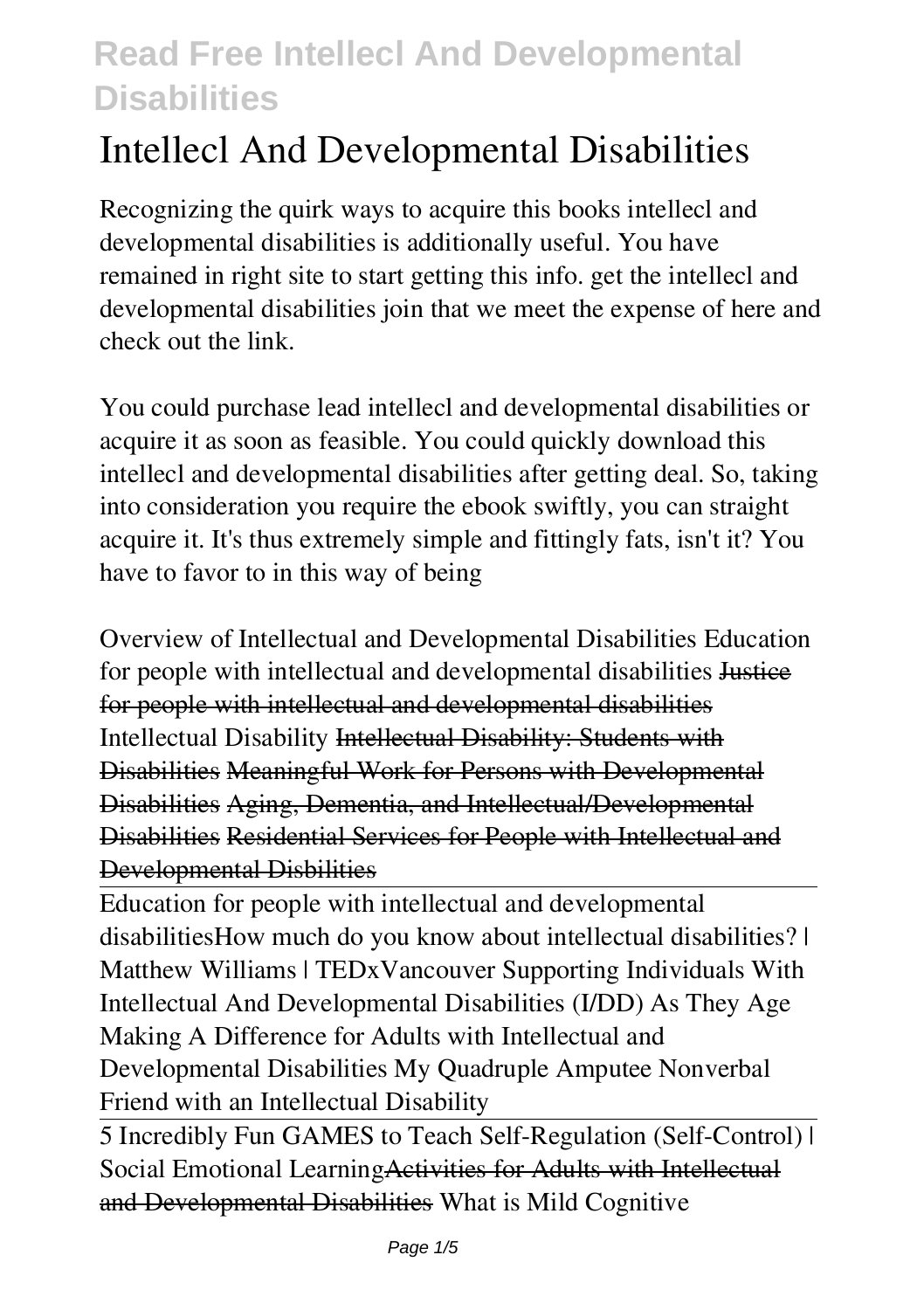# Intellecl And Developmental Disabilities

Recognizing the quirk ways to acquire this books intellecl and developmental disabilities is additionally useful. You have remained in right site to start getting this info. get the intellecl and developmental disabilities join that we meet the expense of here and check out the link.

You could purchase lead intellecl and developmental disabilities or acquire it as soon as feasible. You could quickly download this intellecl and developmental disabilities after getting deal. So, taking into consideration you require the ebook swiftly, you can straight acquire it. It's thus extremely simple and fittingly fats, isn't it? You have to favor to in this way of being

Overview of Intellectual and Developmental Disabilities Education for people with intellectual and developmental disabilities ~~Justice for people with intellectual and developmental disabilities~~ Intellectual Disability ~~Intellectual Disability: Students with Disabilities~~ ~~Meaningful Work for Persons with Developmental Disabilities~~ ~~Aging, Dementia, and Intellectual/Developmental Disabilities~~ ~~Residential Services for People with Intellectual and Developmental Disbilities~~

~~Education for people with intellectual and developmental disabilities~~ How much do you know about intellectual disabilities? | Matthew Williams | TEDxVancouver Supporting Individuals With Intellectual And Developmental Disabilities (I/DD) As They Age Making A Difference for Adults with Intellectual and Developmental Disabilities My Quadruple Amputee Nonverbal Friend with an Intellectual Disability

~~5 Incredibly Fun GAMES to Teach Self-Regulation (Self-Control) | Social Emotional Learning~~ ~~Activities for Adults with Intellectual and Developmental Disabilities~~ What is Mild Cognitive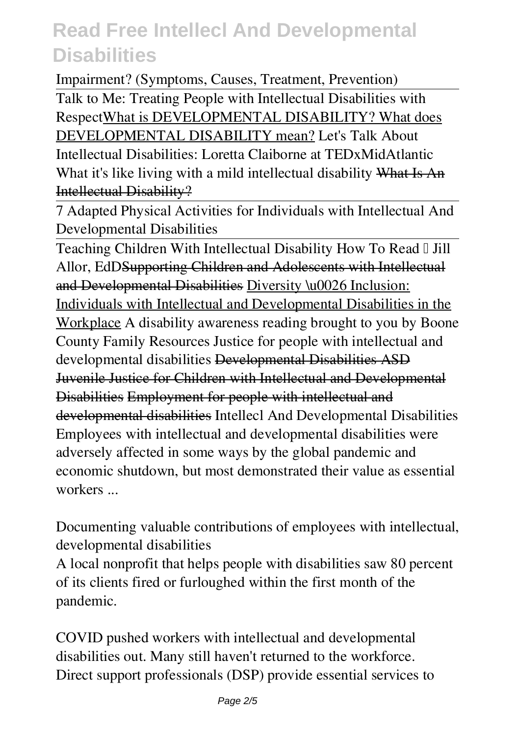Impairment? (Symptoms, Causes, Treatment, Prevention)

Talk to Me: Treating People with Intellectual Disabilities with Respect What is DEVELOPMENTAL DISABILITY? What does DEVELOPMENTAL DISABILITY mean? Let's Talk About Intellectual Disabilities: Loretta Claiborne at TEDxMidAtlantic What it's like living with a mild intellectual disability ~~What Is An Intellectual Disability?~~

7 Adapted Physical Activities for Individuals with Intellectual And Developmental Disabilities

Teaching Children With Intellectual Disability How To Read – Jill Allor, EdD ~~Supporting Children and Adolescents with Intellectual and Developmental Disabilities~~ Diversity \u0026 Inclusion: Individuals with Intellectual and Developmental Disabilities in the Workplace A disability awareness reading brought to you by Boone County Family Resources Justice for people with intellectual and developmental disabilities ~~Developmental Disabilities ASD~~ ~~Juvenile Justice for Children with Intellectual and Developmental Disabilities~~ ~~Employment for people with intellectual and developmental disabilities~~ Intellecl And Developmental Disabilities

Employees with intellectual and developmental disabilities were adversely affected in some ways by the global pandemic and economic shutdown, but most demonstrated their value as essential workers ...

Documenting valuable contributions of employees with intellectual, developmental disabilities

A local nonprofit that helps people with disabilities saw 80 percent of its clients fired or furloughed within the first month of the pandemic.

COVID pushed workers with intellectual and developmental disabilities out. Many still haven't returned to the workforce.

Direct support professionals (DSP) provide essential services to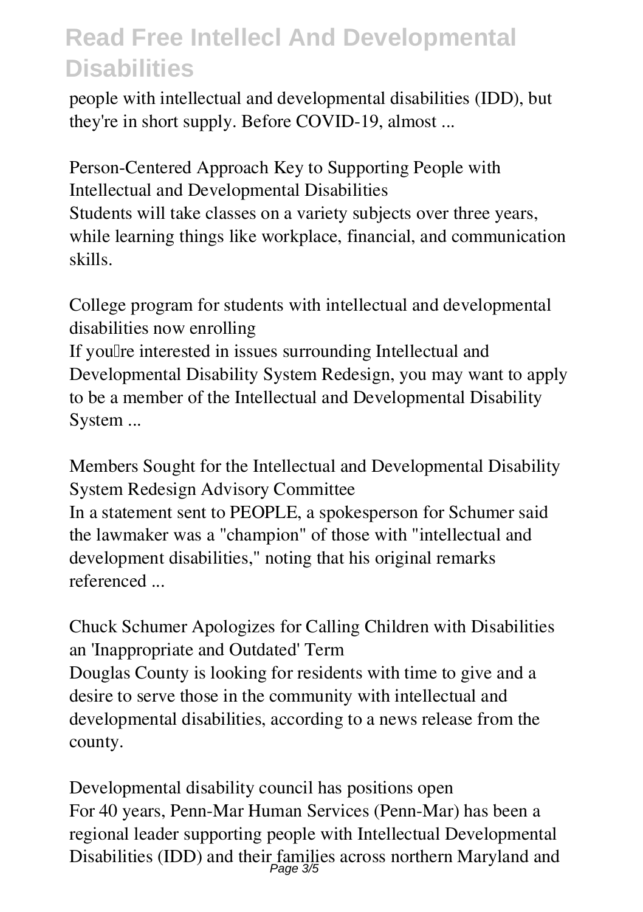people with intellectual and developmental disabilities (IDD), but they're in short supply. Before COVID-19, almost ...

**Person-Centered Approach Key to Supporting People with Intellectual and Developmental Disabilities**

Students will take classes on a variety subjects over three years, while learning things like workplace, financial, and communication skills.

**College program for students with intellectual and developmental disabilities now enrolling**

If you're interested in issues surrounding Intellectual and Developmental Disability System Redesign, you may want to apply to be a member of the Intellectual and Developmental Disability System ...

**Members Sought for the Intellectual and Developmental Disability System Redesign Advisory Committee**

In a statement sent to PEOPLE, a spokesperson for Schumer said the lawmaker was a "champion" of those with "intellectual and development disabilities," noting that his original remarks referenced ...

**Chuck Schumer Apologizes for Calling Children with Disabilities an 'Inappropriate and Outdated' Term**

Douglas County is looking for residents with time to give and a desire to serve those in the community with intellectual and developmental disabilities, according to a news release from the county.

**Developmental disability council has positions open**

For 40 years, Penn-Mar Human Services (Penn-Mar) has been a regional leader supporting people with Intellectual Developmental Disabilities (IDD) and their families across northern Maryland and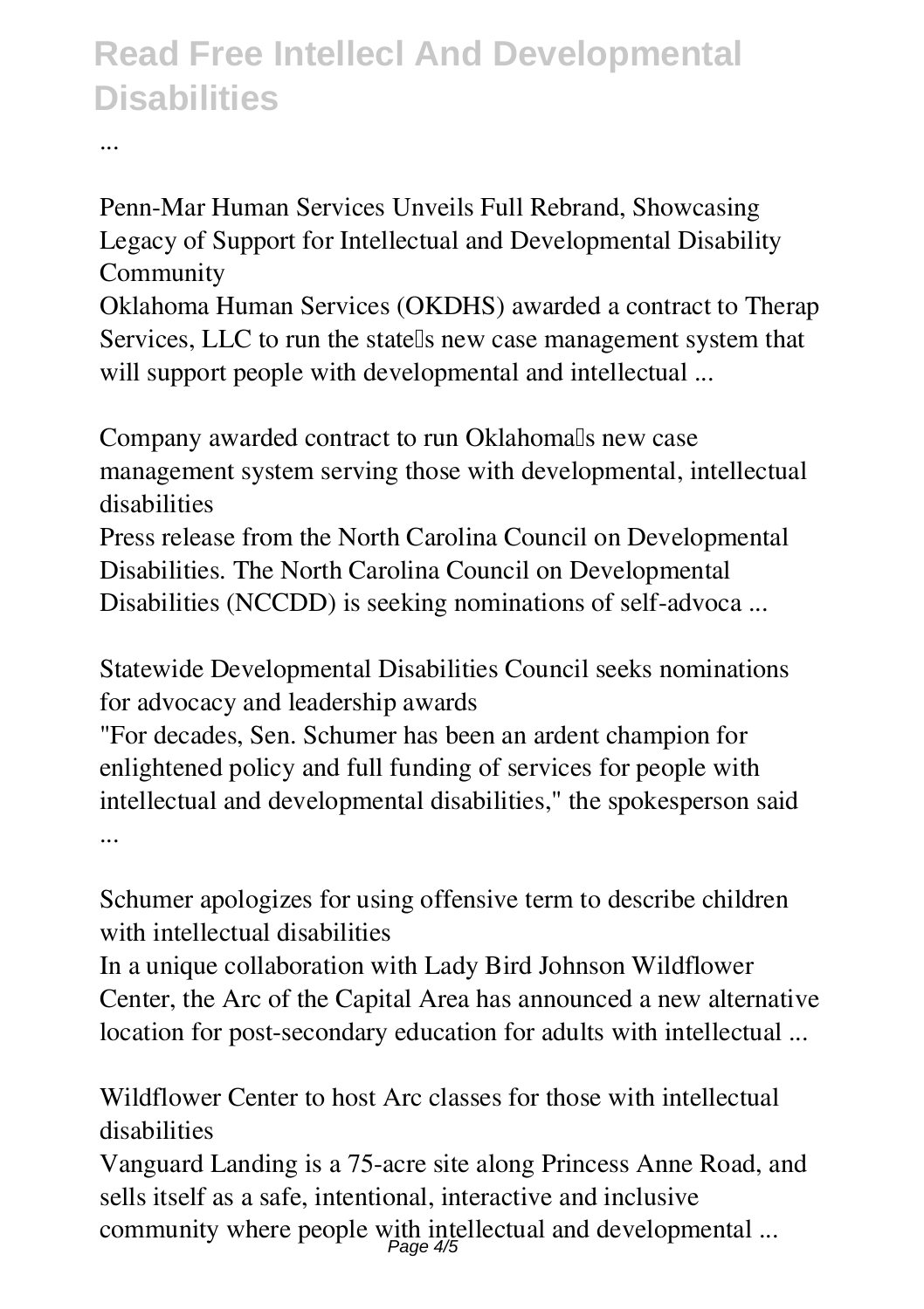...

Penn-Mar Human Services Unveils Full Rebrand, Showcasing Legacy of Support for Intellectual and Developmental Disability Community

Oklahoma Human Services (OKDHS) awarded a contract to Therap Services, LLC to run the state's new case management system that will support people with developmental and intellectual ...

Company awarded contract to run Oklahoma's new case management system serving those with developmental, intellectual disabilities

Press release from the North Carolina Council on Developmental Disabilities. The North Carolina Council on Developmental Disabilities (NCCDD) is seeking nominations of self-advoca ...

Statewide Developmental Disabilities Council seeks nominations for advocacy and leadership awards

"For decades, Sen. Schumer has been an ardent champion for enlightened policy and full funding of services for people with intellectual and developmental disabilities," the spokesperson said ...

Schumer apologizes for using offensive term to describe children with intellectual disabilities

In a unique collaboration with Lady Bird Johnson Wildflower Center, the Arc of the Capital Area has announced a new alternative location for post-secondary education for adults with intellectual ...

Wildflower Center to host Arc classes for those with intellectual disabilities

Vanguard Landing is a 75-acre site along Princess Anne Road, and sells itself as a safe, intentional, interactive and inclusive community where people with intellectual and developmental ...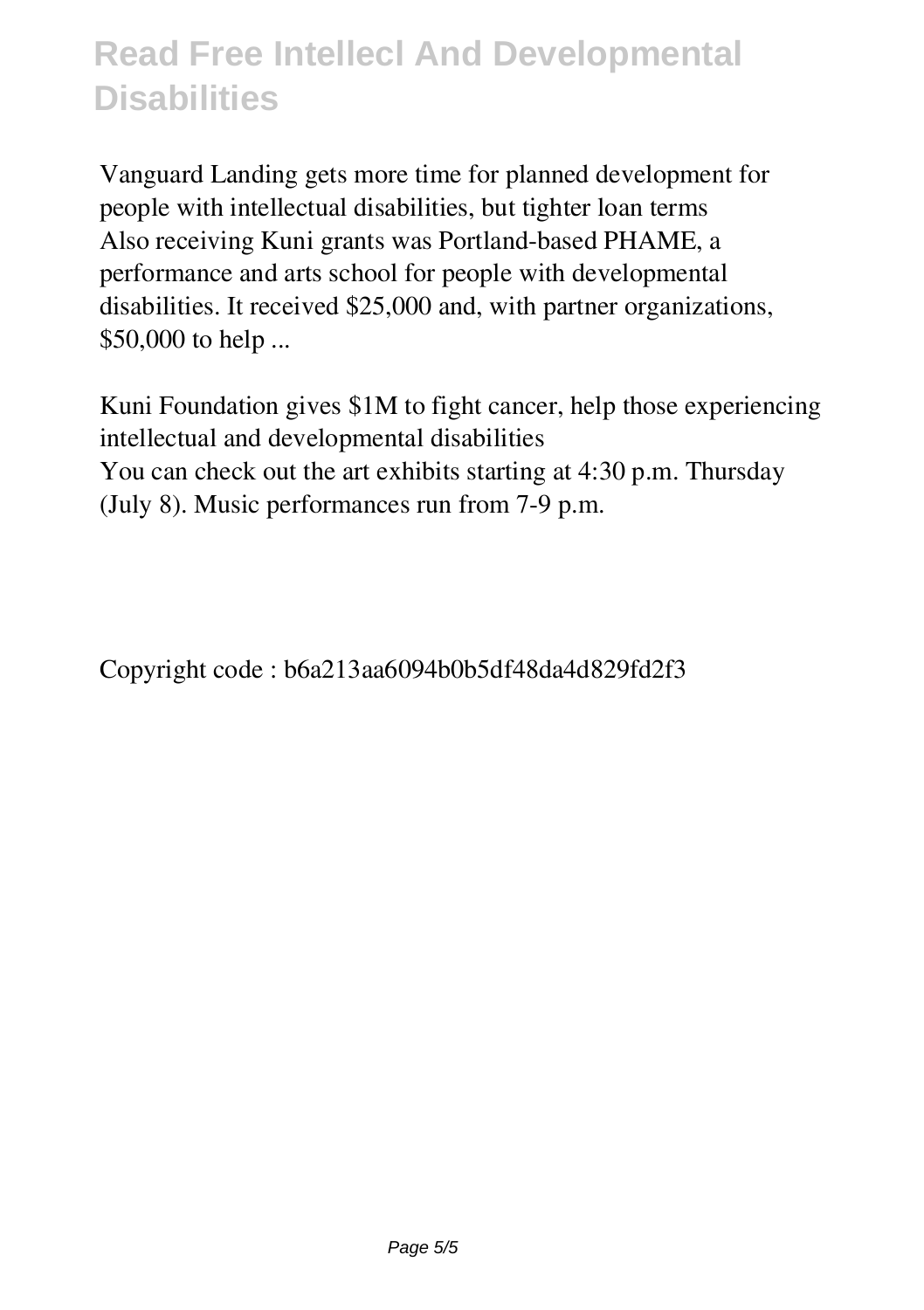Vanguard Landing gets more time for planned development for people with intellectual disabilities, but tighter loan terms
Also receiving Kuni grants was Portland-based PHAME, a performance and arts school for people with developmental disabilities. It received $25,000 and, with partner organizations, $50,000 to help ...

Kuni Foundation gives $1M to fight cancer, help those experiencing intellectual and developmental disabilities
You can check out the art exhibits starting at 4:30 p.m. Thursday (July 8). Music performances run from 7-9 p.m.

Copyright code : b6a213aa6094b0b5df48da4d829fd2f3